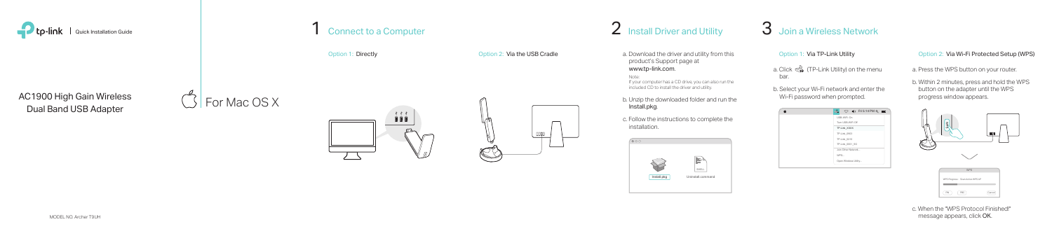tp-link | Quick Installation Guide

# AC1900 High Gain Wireless Dual Band USB Adapter

For Mac OS X

MODEL NO. Archer T9UH

## 1 Connect to a Computer

Option 1: Directly

Option 2: Via the USB Cradle

## 2 Install Driver and Utility

a. Download the driver and utility from this product's Support page at **www.tp-link.com**.

Note:
If your computer has a CD drive, you can also run the included CD to install the driver and utility.

b. Unzip the downloaded folder and run the **Install.pkg**.

c. Follow the instructions to complete the installation.

Install.pkg    Uninstall.command

## 3 Join a Wireless Network

Option 1: Via TP-Link Utility

a. Click (TP-Link Utility) on the menu bar.

b. Select your Wi-Fi network and enter the Wi-Fi password when prompted.

Option 2: Via Wi-Fi Protected Setup (WPS)

a. Press the WPS button on your router.

b. Within 2 minutes, press and hold the WPS button on the adapter until the WPS progress window appears.

c. When the "WPS Protocol Finished!" message appears, click **OK**.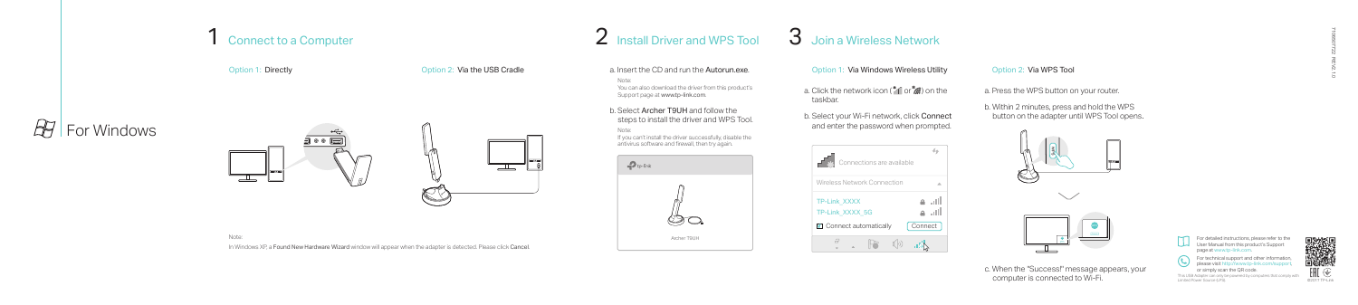# For Windows

## 1 Connect to a Computer

Option 1: Directly

Option 2: Via the USB Cradle

Note:

In Windows XP, a **Found New Hardware Wizard** window will appear when the adapter is detected. Please click **Cancel**.

## 2 Install Driver and WPS Tool

a. Insert the CD and run the **Autorun.exe**.

Note:
You can also download the driver from this product's Support page at www.tp-link.com.

b. Select **Archer T9UH** and follow the steps to install the driver and WPS Tool.

Note:
If you can't install the driver successfully, disable the antivirus software and firewall, then try again.

tp-link

Archer T9UH

## 3 Join a Wireless Network

Option 1: Via Windows Wireless Utility

a. Click the network icon ( or ) on the taskbar.

b. Select your Wi-Fi network, click **Connect** and enter the password when prompted.

Connections are available

Wireless Network Connection

TP-Link_XXXX

TP-Link_XXXX_5G

Connect automatically

Connect

Option 2: Via WPS Tool

a. Press the WPS button on your router.

b. Within 2 minutes, press and hold the WPS button on the adapter until WPS Tool opens.

c. When the "Success!" message appears, your computer is connected to Wi-Fi.

For detailed instructions, please refer to the User Manual from this product's Support page at www.tp-link.com.

For technical support and other information, please visit http://www.tp-link.com/support, or simply scan the QR code.

This USB Adapter can only be powered by computers that comply with Limited Power Source (LPS).

©2017 TP-Link

7106507722 REV1.1.0